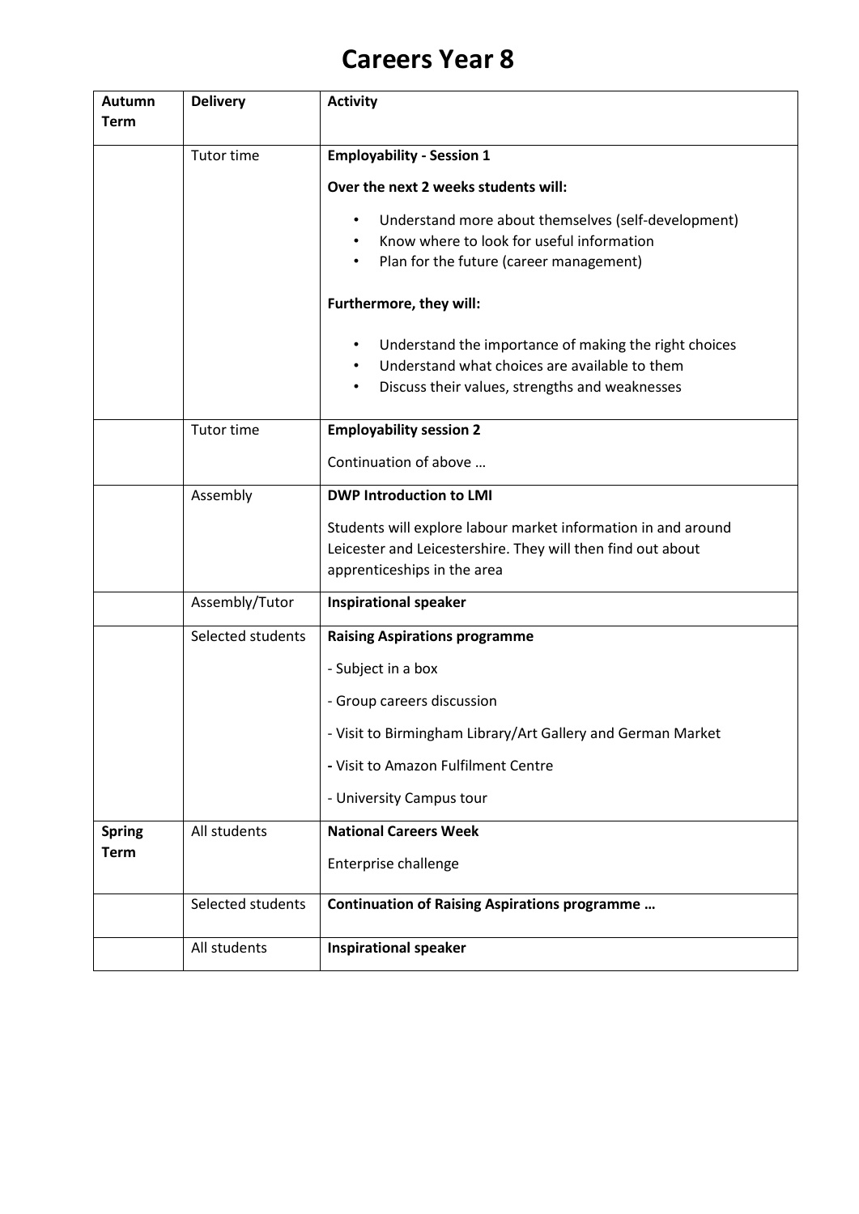# Careers Year 8

| Autumn Term | Delivery | Activity |
|---|---|---|
| | Tutor time | **Employability - Session 1**<br><br>**Over the next 2 weeks students will:**<br><br>• Understand more about themselves (self-development)<br>• Know where to look for useful information<br>• Plan for the future (career management)<br><br>**Furthermore, they will:**<br><br>• Understand the importance of making the right choices<br>• Understand what choices are available to them<br>• Discuss their values, strengths and weaknesses |
| | Tutor time | **Employability session 2**<br><br>Continuation of above … |
| | Assembly | **DWP Introduction to LMI**<br><br>Students will explore labour market information in and around Leicester and Leicestershire. They will then find out about apprenticeships in the area |
| | Assembly/Tutor | **Inspirational speaker** |
| | Selected students | **Raising Aspirations programme**<br><br>- Subject in a box<br><br>- Group careers discussion<br><br>- Visit to Birmingham Library/Art Gallery and German Market<br><br>- Visit to Amazon Fulfilment Centre<br><br>- University Campus tour |
| **Spring Term** | All students | **National Careers Week**<br><br>Enterprise challenge |
| | Selected students | **Continuation of Raising Aspirations programme …** |
| | All students | **Inspirational speaker** |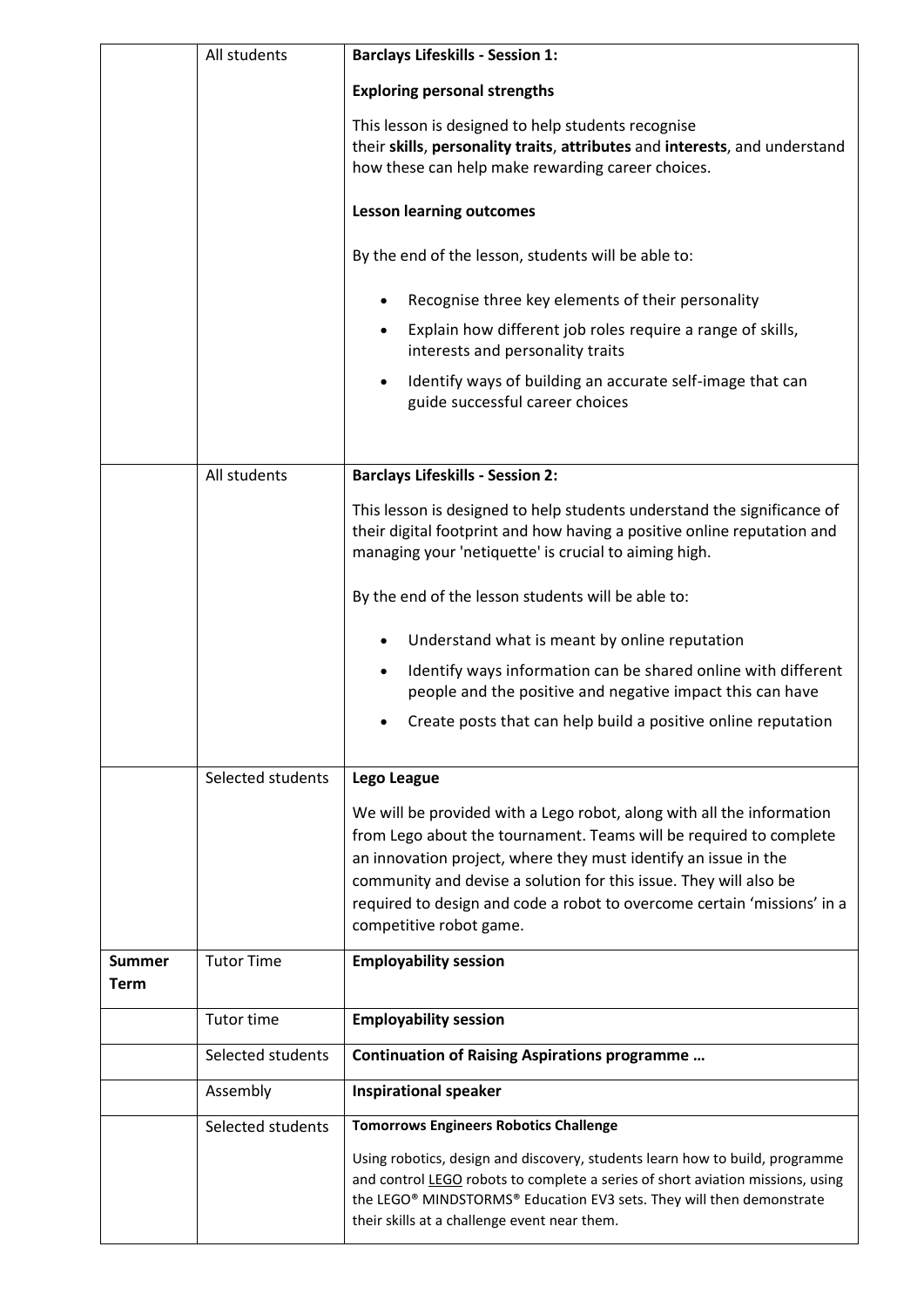| | | |
|---|---|---|
| | All students | **Barclays Lifeskills - Session 1:**<br><br>**Exploring personal strengths**<br><br>This lesson is designed to help students recognise their **skills**, **personality traits**, **attributes** and **interests**, and understand how these can help make rewarding career choices.<br><br>**Lesson learning outcomes**<br><br>By the end of the lesson, students will be able to:<br><br>• Recognise three key elements of their personality<br>• Explain how different job roles require a range of skills, interests and personality traits<br>• Identify ways of building an accurate self-image that can guide successful career choices |
| | All students | **Barclays Lifeskills - Session 2:**<br><br>This lesson is designed to help students understand the significance of their digital footprint and how having a positive online reputation and managing your 'netiquette' is crucial to aiming high.<br><br>By the end of the lesson students will be able to:<br><br>• Understand what is meant by online reputation<br>• Identify ways information can be shared online with different people and the positive and negative impact this can have<br>• Create posts that can help build a positive online reputation |
| | Selected students | **Lego League**<br><br>We will be provided with a Lego robot, along with all the information from Lego about the tournament. Teams will be required to complete an innovation project, where they must identify an issue in the community and devise a solution for this issue. They will also be required to design and code a robot to overcome certain 'missions' in a competitive robot game. |
| **Summer Term** | Tutor Time | **Employability session** |
| | Tutor time | **Employability session** |
| | Selected students | **Continuation of Raising Aspirations programme …** |
| | Assembly | **Inspirational speaker** |
| | Selected students | **Tomorrows Engineers Robotics Challenge**<br><br>Using robotics, design and discovery, students learn how to build, programme and control LEGO robots to complete a series of short aviation missions, using the LEGO® MINDSTORMS® Education EV3 sets. They will then demonstrate their skills at a challenge event near them. |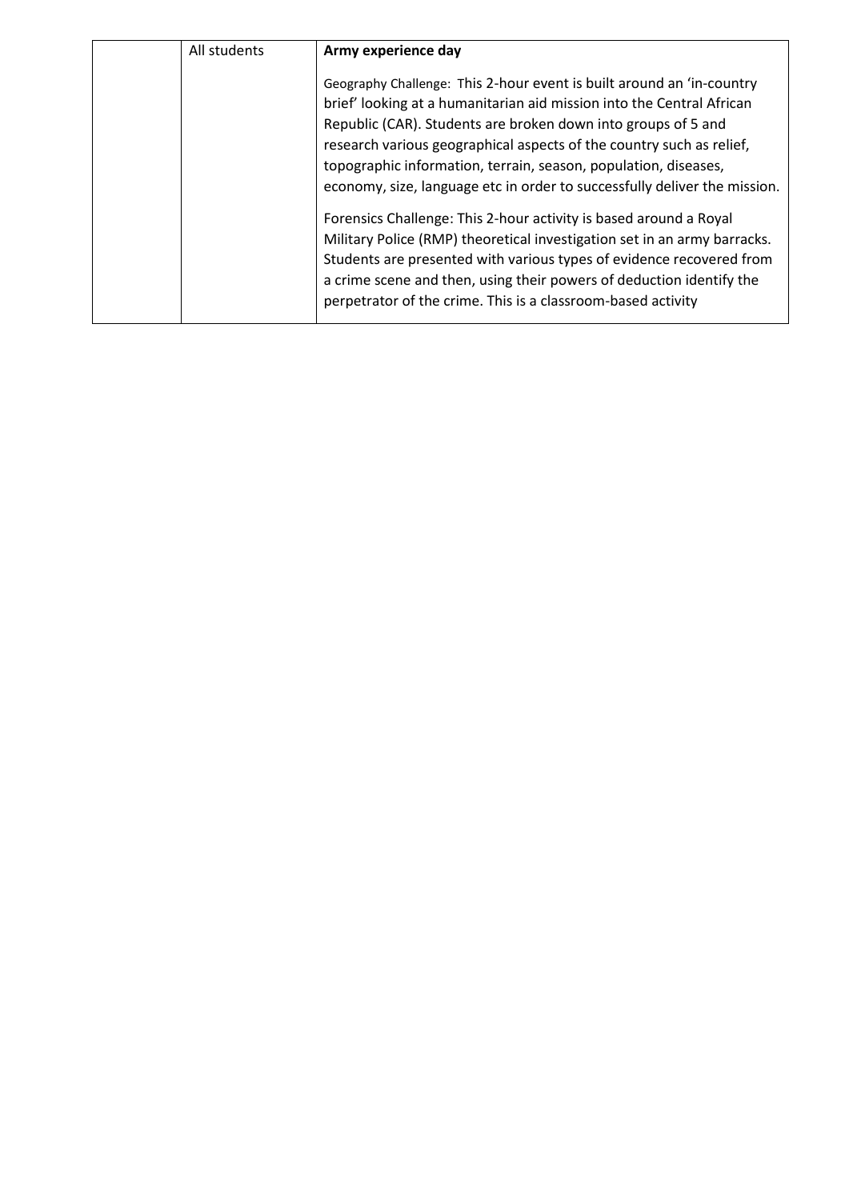| | | |
|---|---|---|
| | All students | **Army experience day**<br><br>Geography Challenge: This 2-hour event is built around an 'in-country brief' looking at a humanitarian aid mission into the Central African Republic (CAR). Students are broken down into groups of 5 and research various geographical aspects of the country such as relief, topographic information, terrain, season, population, diseases, economy, size, language etc in order to successfully deliver the mission.<br><br>Forensics Challenge: This 2-hour activity is based around a Royal Military Police (RMP) theoretical investigation set in an army barracks. Students are presented with various types of evidence recovered from a crime scene and then, using their powers of deduction identify the perpetrator of the crime. This is a classroom-based activity |